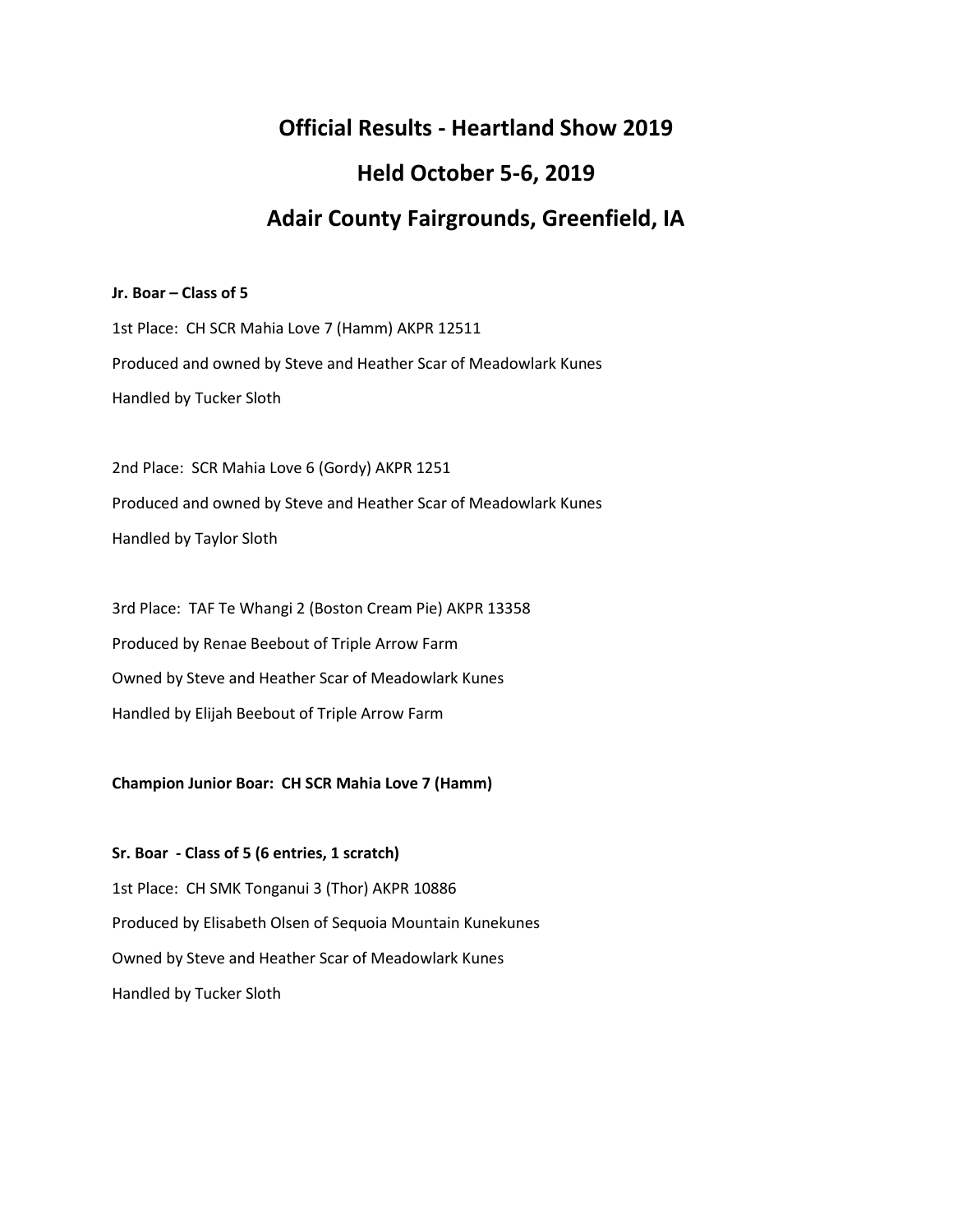# Official Results - Heartland Show 2019

# Held October 5-6, 2019

# Adair County Fairgrounds, Greenfield, IA

**Jr. Boar – Class of 5**

1st Place: CH SCR Mahia Love 7 (Hamm) AKPR 12511

Produced and owned by Steve and Heather Scar of Meadowlark Kunes

Handled by Tucker Sloth

2nd Place: SCR Mahia Love 6 (Gordy) AKPR 1251

Produced and owned by Steve and Heather Scar of Meadowlark Kunes

Handled by Taylor Sloth

3rd Place: TAF Te Whangi 2 (Boston Cream Pie) AKPR 13358

Produced by Renae Beebout of Triple Arrow Farm

Owned by Steve and Heather Scar of Meadowlark Kunes

Handled by Elijah Beebout of Triple Arrow Farm

**Champion Junior Boar: CH SCR Mahia Love 7 (Hamm)**

**Sr. Boar - Class of 5 (6 entries, 1 scratch)**

1st Place: CH SMK Tonganui 3 (Thor) AKPR 10886

Produced by Elisabeth Olsen of Sequoia Mountain Kunekunes

Owned by Steve and Heather Scar of Meadowlark Kunes

Handled by Tucker Sloth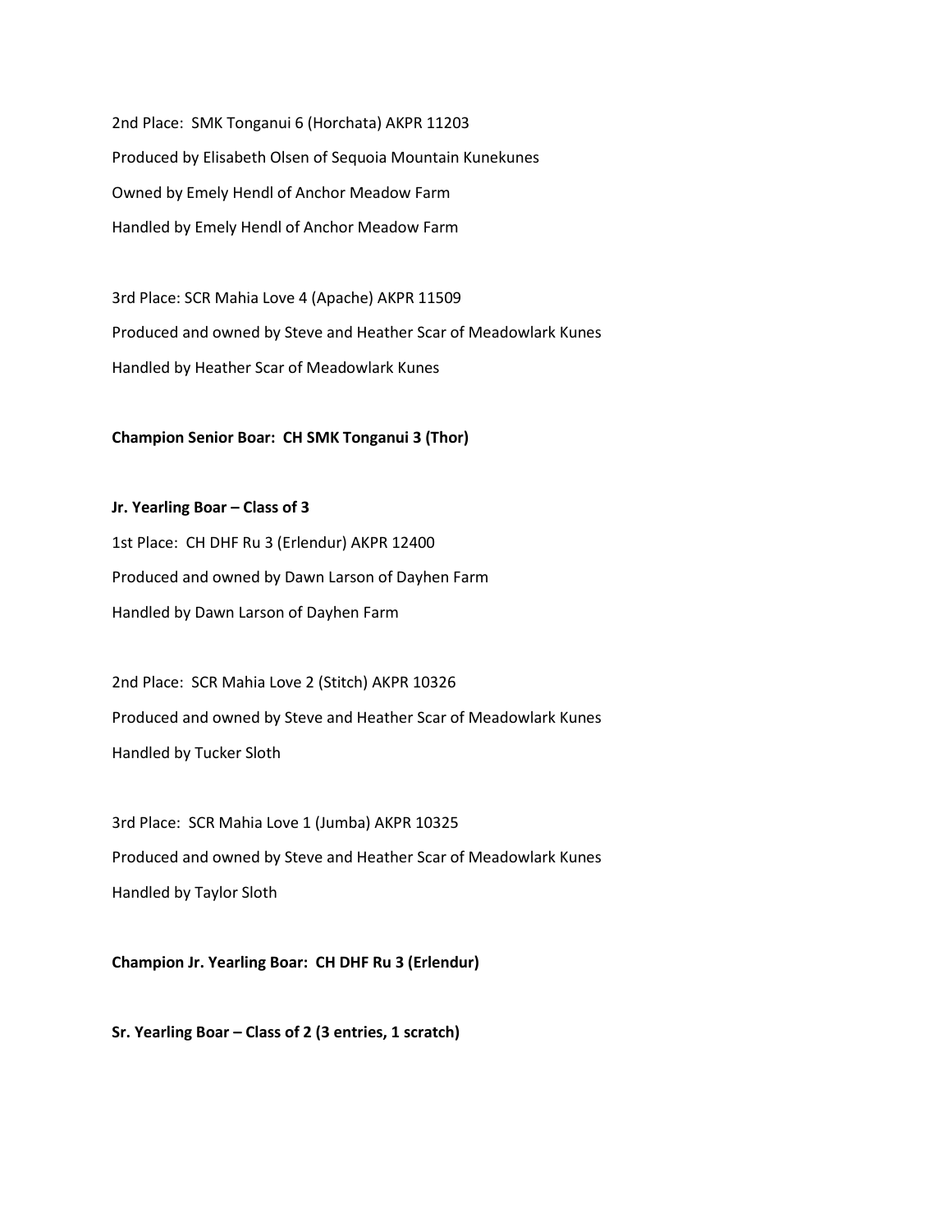2nd Place:  SMK Tonganui 6 (Horchata) AKPR 11203

Produced by Elisabeth Olsen of Sequoia Mountain Kunekunes

Owned by Emely Hendl of Anchor Meadow Farm

Handled by Emely Hendl of Anchor Meadow Farm

3rd Place: SCR Mahia Love 4 (Apache) AKPR 11509

Produced and owned by Steve and Heather Scar of Meadowlark Kunes

Handled by Heather Scar of Meadowlark Kunes

**Champion Senior Boar:  CH SMK Tonganui 3 (Thor)**

**Jr. Yearling Boar – Class of 3**

1st Place:  CH DHF Ru 3 (Erlendur) AKPR 12400

Produced and owned by Dawn Larson of Dayhen Farm

Handled by Dawn Larson of Dayhen Farm

2nd Place:  SCR Mahia Love 2 (Stitch) AKPR 10326

Produced and owned by Steve and Heather Scar of Meadowlark Kunes

Handled by Tucker Sloth

3rd Place:  SCR Mahia Love 1 (Jumba) AKPR 10325

Produced and owned by Steve and Heather Scar of Meadowlark Kunes

Handled by Taylor Sloth

**Champion Jr. Yearling Boar:  CH DHF Ru 3 (Erlendur)**

**Sr. Yearling Boar – Class of 2 (3 entries, 1 scratch)**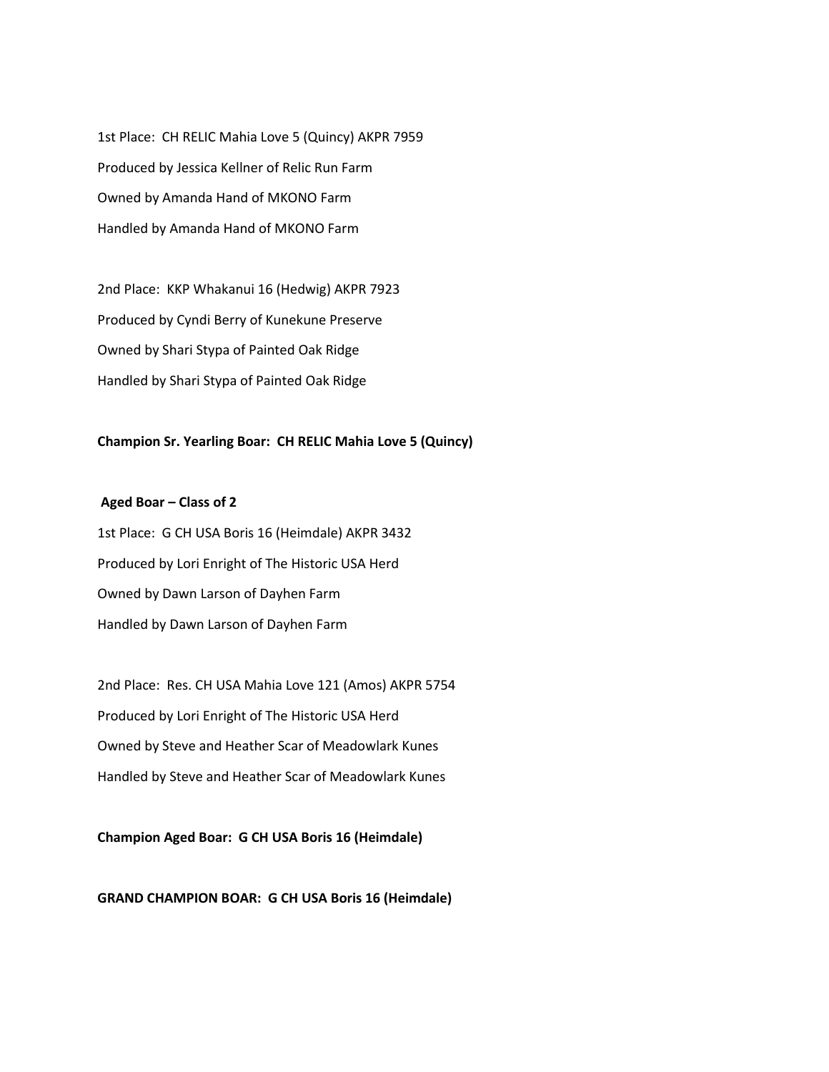1st Place: CH RELIC Mahia Love 5 (Quincy) AKPR 7959

Produced by Jessica Kellner of Relic Run Farm

Owned by Amanda Hand of MKONO Farm

Handled by Amanda Hand of MKONO Farm

2nd Place: KKP Whakanui 16 (Hedwig) AKPR 7923

Produced by Cyndi Berry of Kunekune Preserve

Owned by Shari Stypa of Painted Oak Ridge

Handled by Shari Stypa of Painted Oak Ridge

**Champion Sr. Yearling Boar: CH RELIC Mahia Love 5 (Quincy)**

**Aged Boar – Class of 2**

1st Place: G CH USA Boris 16 (Heimdale) AKPR 3432

Produced by Lori Enright of The Historic USA Herd

Owned by Dawn Larson of Dayhen Farm

Handled by Dawn Larson of Dayhen Farm

2nd Place: Res. CH USA Mahia Love 121 (Amos) AKPR 5754

Produced by Lori Enright of The Historic USA Herd

Owned by Steve and Heather Scar of Meadowlark Kunes

Handled by Steve and Heather Scar of Meadowlark Kunes

**Champion Aged Boar: G CH USA Boris 16 (Heimdale)**

**GRAND CHAMPION BOAR: G CH USA Boris 16 (Heimdale)**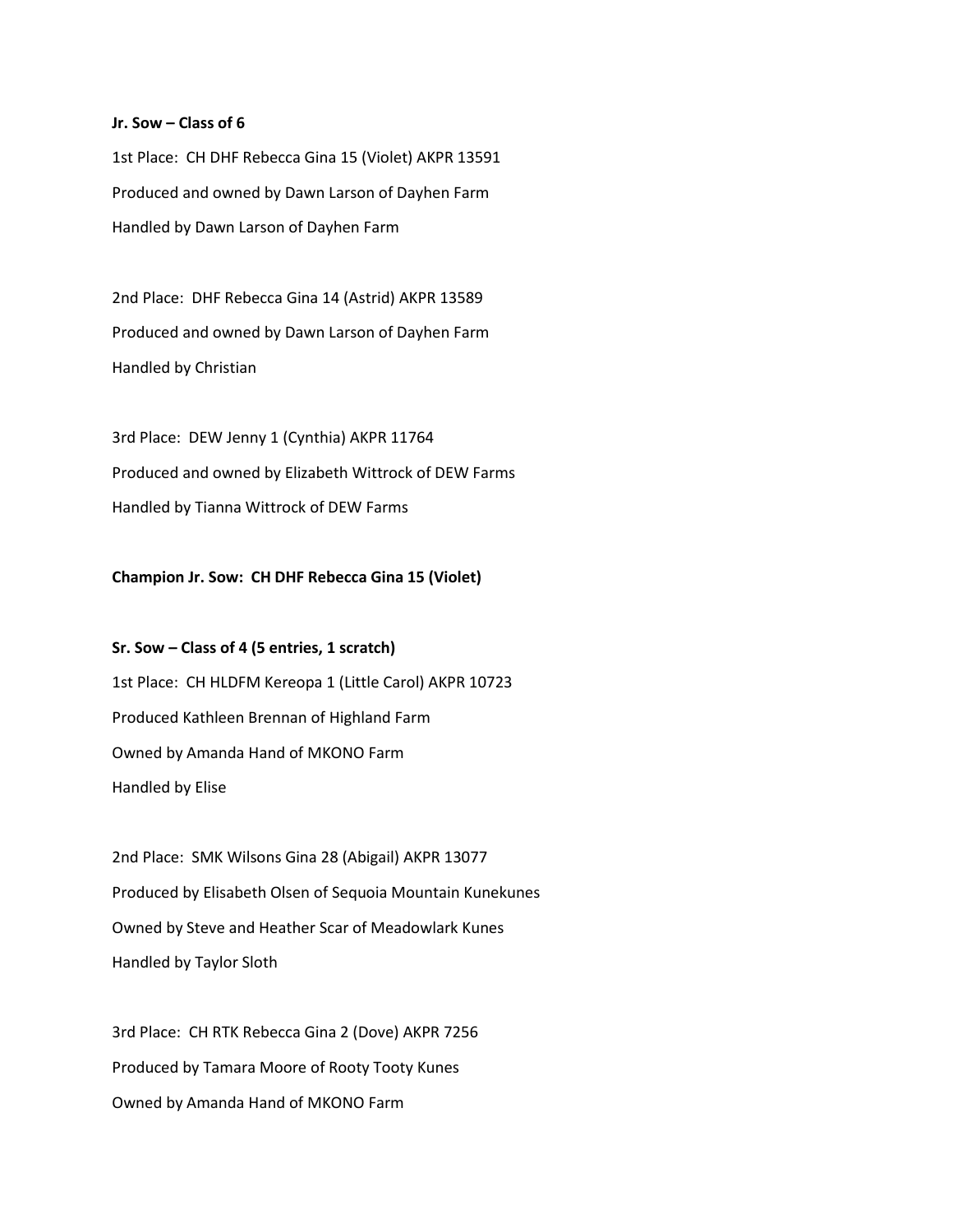**Jr. Sow – Class of 6**

1st Place: CH DHF Rebecca Gina 15 (Violet) AKPR 13591

Produced and owned by Dawn Larson of Dayhen Farm

Handled by Dawn Larson of Dayhen Farm

2nd Place: DHF Rebecca Gina 14 (Astrid) AKPR 13589

Produced and owned by Dawn Larson of Dayhen Farm

Handled by Christian

3rd Place: DEW Jenny 1 (Cynthia) AKPR 11764

Produced and owned by Elizabeth Wittrock of DEW Farms

Handled by Tianna Wittrock of DEW Farms

**Champion Jr. Sow: CH DHF Rebecca Gina 15 (Violet)**

**Sr. Sow – Class of 4 (5 entries, 1 scratch)**

1st Place: CH HLDFM Kereopa 1 (Little Carol) AKPR 10723

Produced Kathleen Brennan of Highland Farm

Owned by Amanda Hand of MKONO Farm

Handled by Elise

2nd Place: SMK Wilsons Gina 28 (Abigail) AKPR 13077

Produced by Elisabeth Olsen of Sequoia Mountain Kunekunes

Owned by Steve and Heather Scar of Meadowlark Kunes

Handled by Taylor Sloth

3rd Place: CH RTK Rebecca Gina 2 (Dove) AKPR 7256

Produced by Tamara Moore of Rooty Tooty Kunes

Owned by Amanda Hand of MKONO Farm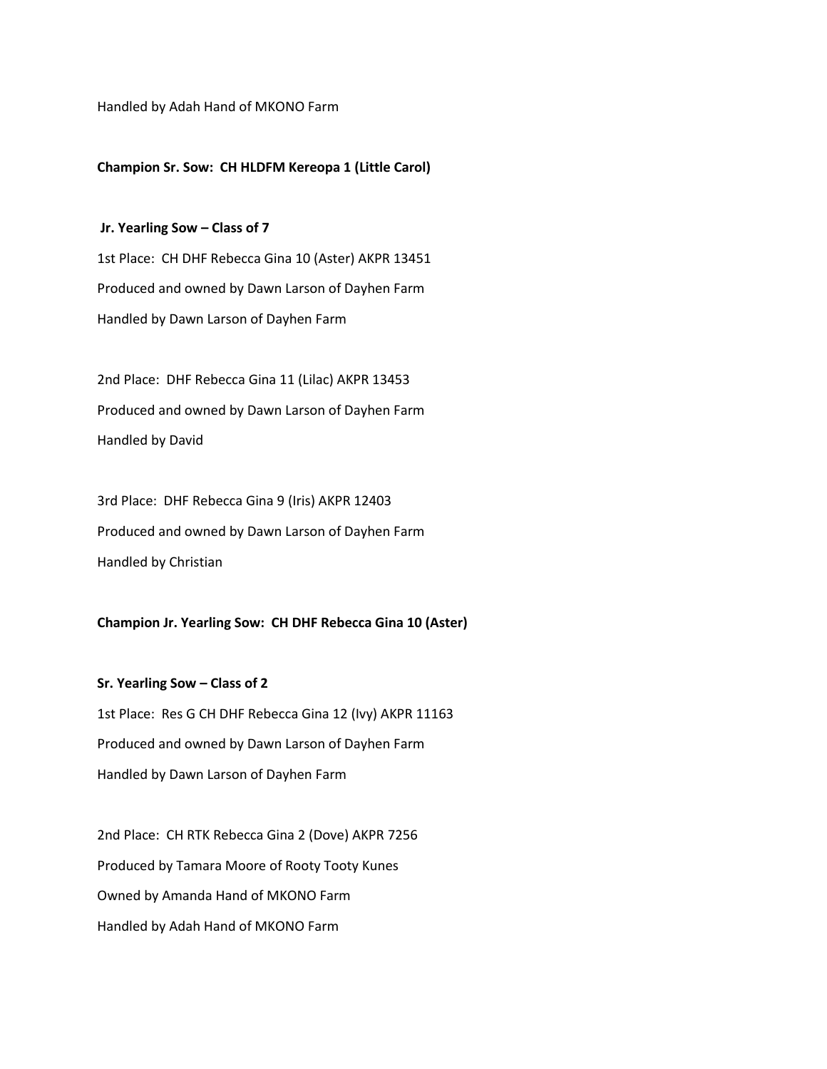Handled by Adah Hand of MKONO Farm

**Champion Sr. Sow: CH HLDFM Kereopa 1 (Little Carol)**

**Jr. Yearling Sow – Class of 7**

1st Place: CH DHF Rebecca Gina 10 (Aster) AKPR 13451
Produced and owned by Dawn Larson of Dayhen Farm
Handled by Dawn Larson of Dayhen Farm

2nd Place: DHF Rebecca Gina 11 (Lilac) AKPR 13453
Produced and owned by Dawn Larson of Dayhen Farm
Handled by David

3rd Place: DHF Rebecca Gina 9 (Iris) AKPR 12403
Produced and owned by Dawn Larson of Dayhen Farm
Handled by Christian

**Champion Jr. Yearling Sow: CH DHF Rebecca Gina 10 (Aster)**

**Sr. Yearling Sow – Class of 2**

1st Place: Res G CH DHF Rebecca Gina 12 (Ivy) AKPR 11163
Produced and owned by Dawn Larson of Dayhen Farm
Handled by Dawn Larson of Dayhen Farm

2nd Place: CH RTK Rebecca Gina 2 (Dove) AKPR 7256
Produced by Tamara Moore of Rooty Tooty Kunes
Owned by Amanda Hand of MKONO Farm
Handled by Adah Hand of MKONO Farm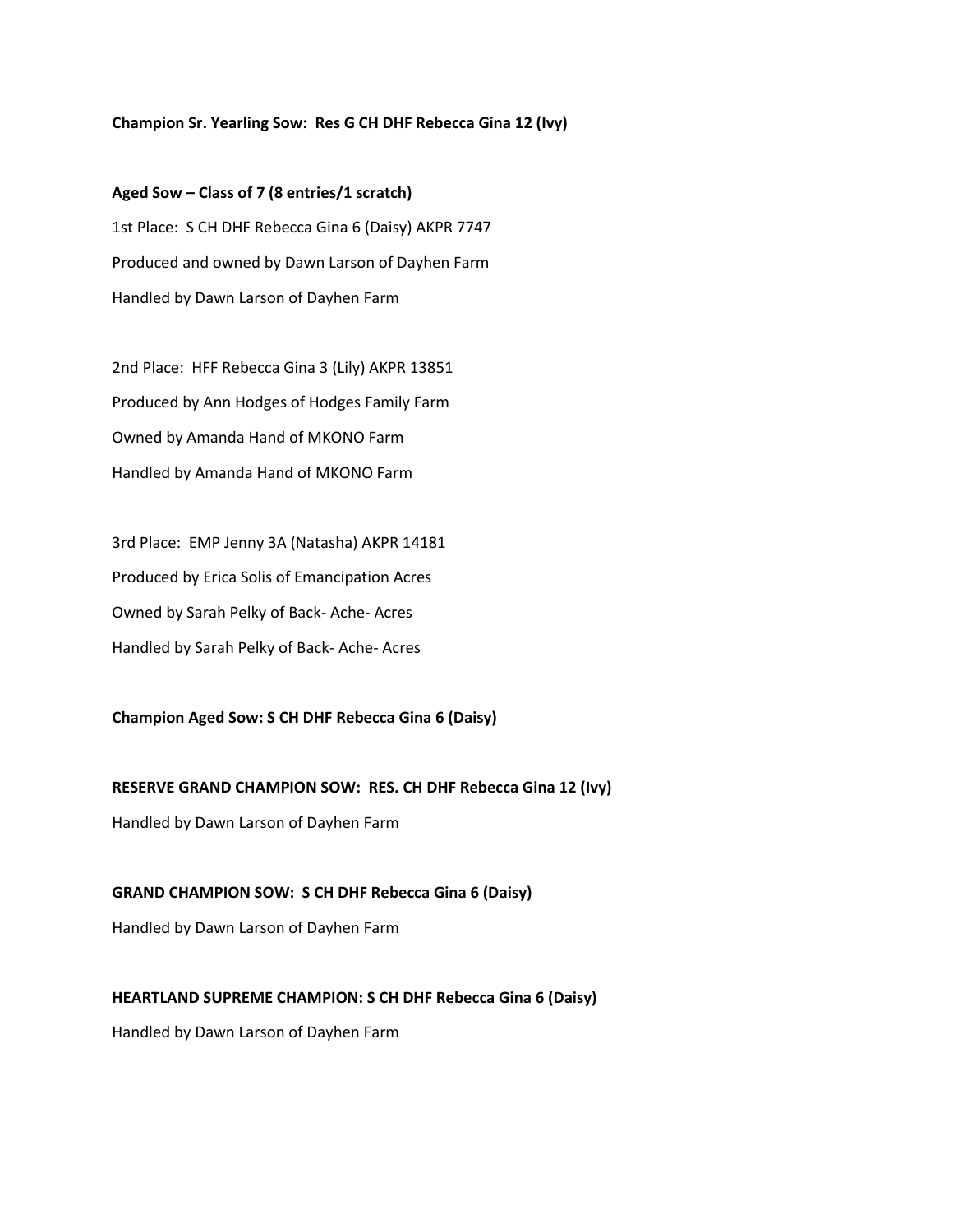**Champion Sr. Yearling Sow: Res G CH DHF Rebecca Gina 12 (Ivy)**

**Aged Sow – Class of 7 (8 entries/1 scratch)**

1st Place: S CH DHF Rebecca Gina 6 (Daisy) AKPR 7747

Produced and owned by Dawn Larson of Dayhen Farm

Handled by Dawn Larson of Dayhen Farm

2nd Place: HFF Rebecca Gina 3 (Lily) AKPR 13851

Produced by Ann Hodges of Hodges Family Farm

Owned by Amanda Hand of MKONO Farm

Handled by Amanda Hand of MKONO Farm

3rd Place: EMP Jenny 3A (Natasha) AKPR 14181

Produced by Erica Solis of Emancipation Acres

Owned by Sarah Pelky of Back- Ache- Acres

Handled by Sarah Pelky of Back- Ache- Acres

**Champion Aged Sow: S CH DHF Rebecca Gina 6 (Daisy)**

**RESERVE GRAND CHAMPION SOW: RES. CH DHF Rebecca Gina 12 (Ivy)**

Handled by Dawn Larson of Dayhen Farm

**GRAND CHAMPION SOW: S CH DHF Rebecca Gina 6 (Daisy)**

Handled by Dawn Larson of Dayhen Farm

**HEARTLAND SUPREME CHAMPION: S CH DHF Rebecca Gina 6 (Daisy)**

Handled by Dawn Larson of Dayhen Farm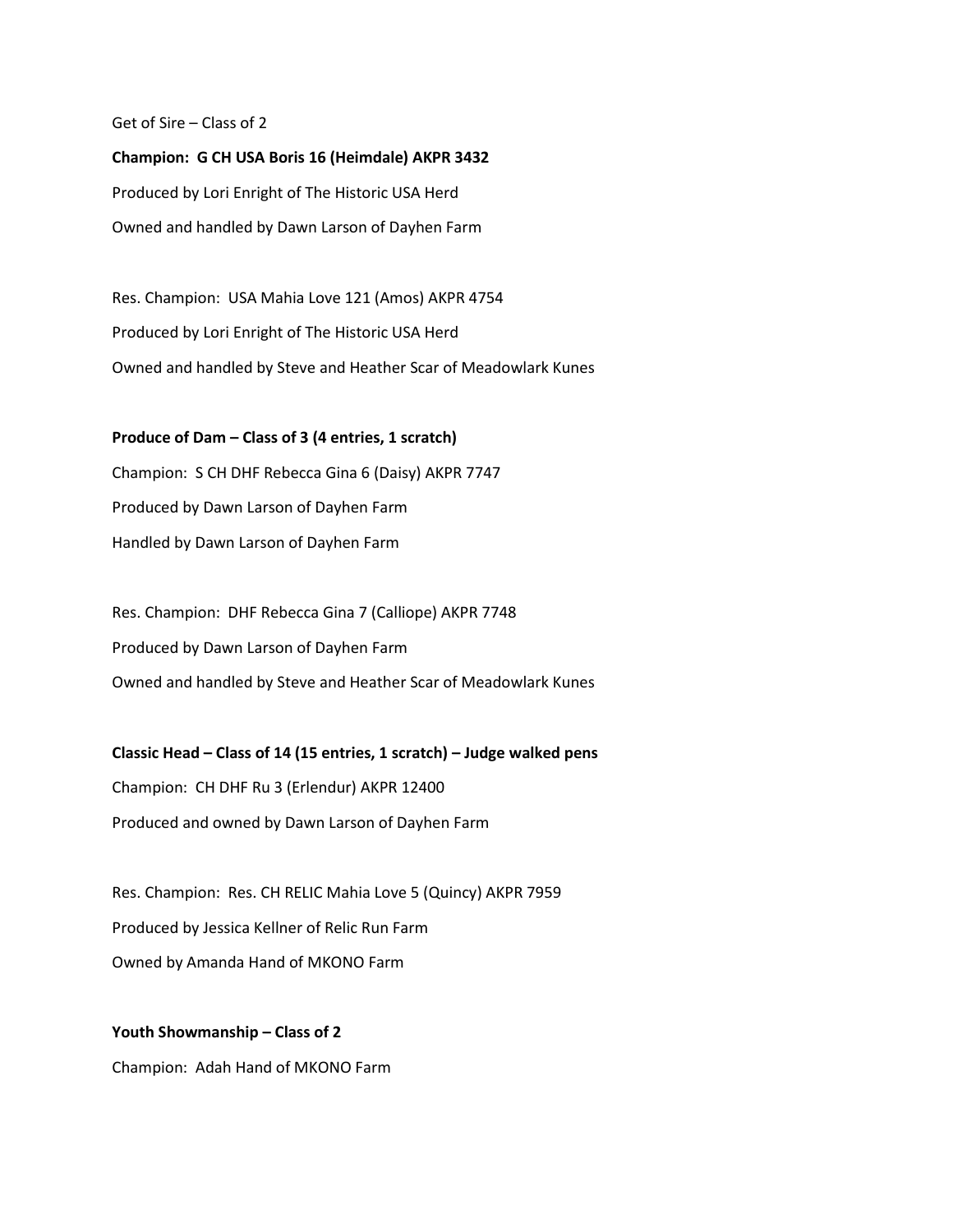Get of Sire – Class of 2

**Champion: G CH USA Boris 16 (Heimdale) AKPR 3432**

Produced by Lori Enright of The Historic USA Herd

Owned and handled by Dawn Larson of Dayhen Farm

Res. Champion: USA Mahia Love 121 (Amos) AKPR 4754

Produced by Lori Enright of The Historic USA Herd

Owned and handled by Steve and Heather Scar of Meadowlark Kunes

**Produce of Dam – Class of 3 (4 entries, 1 scratch)**

Champion: S CH DHF Rebecca Gina 6 (Daisy) AKPR 7747

Produced by Dawn Larson of Dayhen Farm

Handled by Dawn Larson of Dayhen Farm

Res. Champion: DHF Rebecca Gina 7 (Calliope) AKPR 7748

Produced by Dawn Larson of Dayhen Farm

Owned and handled by Steve and Heather Scar of Meadowlark Kunes

**Classic Head – Class of 14 (15 entries, 1 scratch) – Judge walked pens**

Champion: CH DHF Ru 3 (Erlendur) AKPR 12400

Produced and owned by Dawn Larson of Dayhen Farm

Res. Champion: Res. CH RELIC Mahia Love 5 (Quincy) AKPR 7959

Produced by Jessica Kellner of Relic Run Farm

Owned by Amanda Hand of MKONO Farm

**Youth Showmanship – Class of 2**

Champion: Adah Hand of MKONO Farm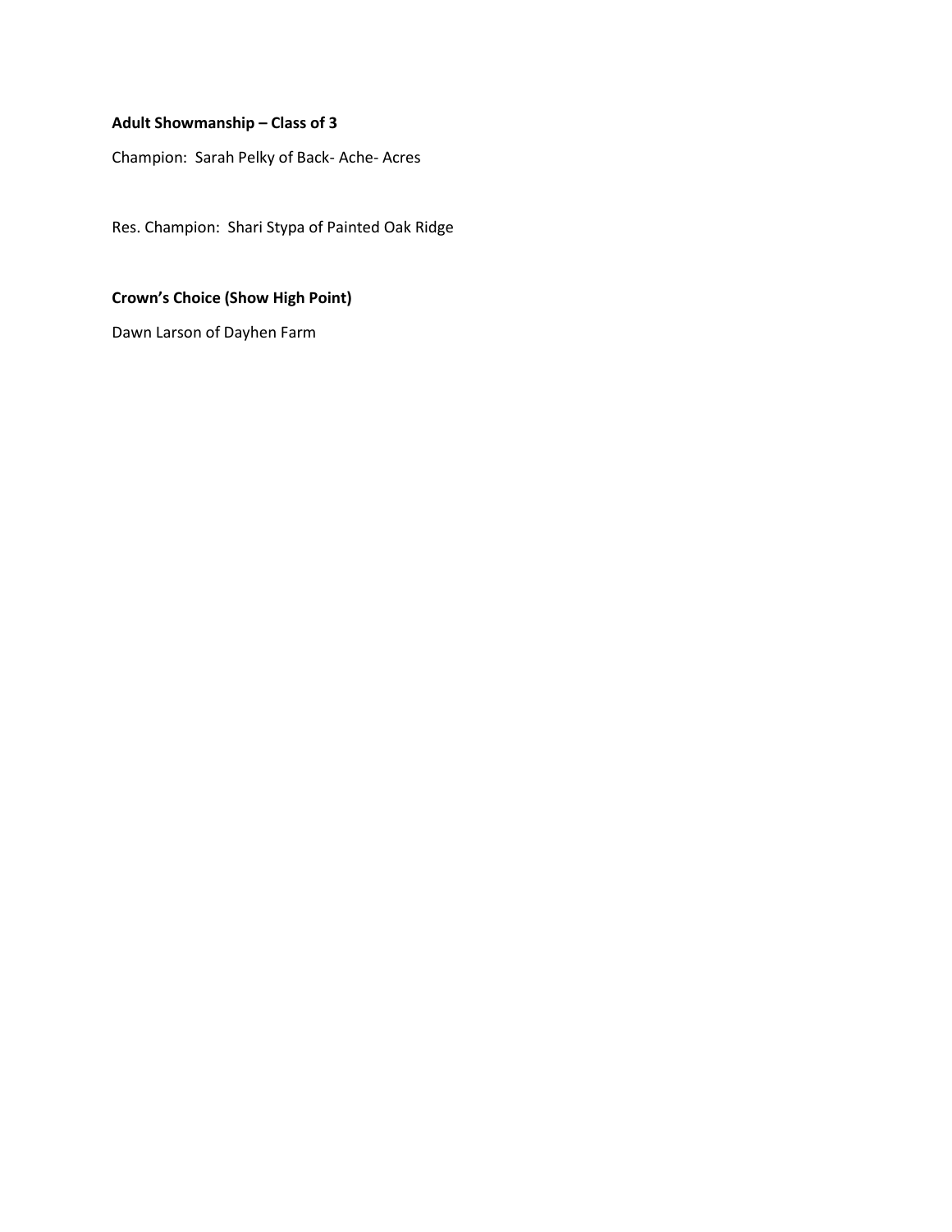**Adult Showmanship – Class of 3**

Champion: Sarah Pelky of Back- Ache- Acres

Res. Champion: Shari Stypa of Painted Oak Ridge

**Crown's Choice (Show High Point)**

Dawn Larson of Dayhen Farm